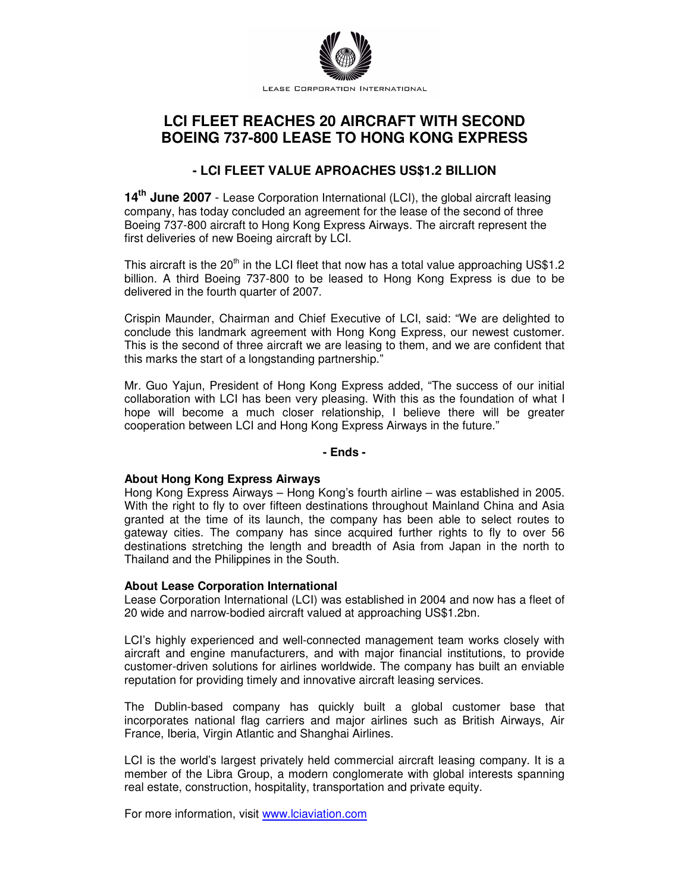Lease Corporation International

# LCI FLEET REACHES 20 AIRCRAFT WITH SECOND BOEING 737-800 LEASE TO HONG KONG EXPRESS

## - LCI FLEET VALUE APROACHES US$1.2 BILLION

**14th June 2007** - Lease Corporation International (LCI), the global aircraft leasing company, has today concluded an agreement for the lease of the second of three Boeing 737-800 aircraft to Hong Kong Express Airways. The aircraft represent the first deliveries of new Boeing aircraft by LCI.

This aircraft is the 20th in the LCI fleet that now has a total value approaching US$1.2 billion. A third Boeing 737-800 to be leased to Hong Kong Express is due to be delivered in the fourth quarter of 2007.

Crispin Maunder, Chairman and Chief Executive of LCI, said: "We are delighted to conclude this landmark agreement with Hong Kong Express, our newest customer. This is the second of three aircraft we are leasing to them, and we are confident that this marks the start of a longstanding partnership."

Mr. Guo Yajun, President of Hong Kong Express added, "The success of our initial collaboration with LCI has been very pleasing. With this as the foundation of what I hope will become a much closer relationship, I believe there will be greater cooperation between LCI and Hong Kong Express Airways in the future."

**- Ends -**

**About Hong Kong Express Airways**
Hong Kong Express Airways – Hong Kong's fourth airline – was established in 2005. With the right to fly to over fifteen destinations throughout Mainland China and Asia granted at the time of its launch, the company has been able to select routes to gateway cities. The company has since acquired further rights to fly to over 56 destinations stretching the length and breadth of Asia from Japan in the north to Thailand and the Philippines in the South.

**About Lease Corporation International**
Lease Corporation International (LCI) was established in 2004 and now has a fleet of 20 wide and narrow-bodied aircraft valued at approaching US$1.2bn.

LCI's highly experienced and well-connected management team works closely with aircraft and engine manufacturers, and with major financial institutions, to provide customer-driven solutions for airlines worldwide. The company has built an enviable reputation for providing timely and innovative aircraft leasing services.

The Dublin-based company has quickly built a global customer base that incorporates national flag carriers and major airlines such as British Airways, Air France, Iberia, Virgin Atlantic and Shanghai Airlines.

LCI is the world's largest privately held commercial aircraft leasing company. It is a member of the Libra Group, a modern conglomerate with global interests spanning real estate, construction, hospitality, transportation and private equity.

For more information, visit www.lciaviation.com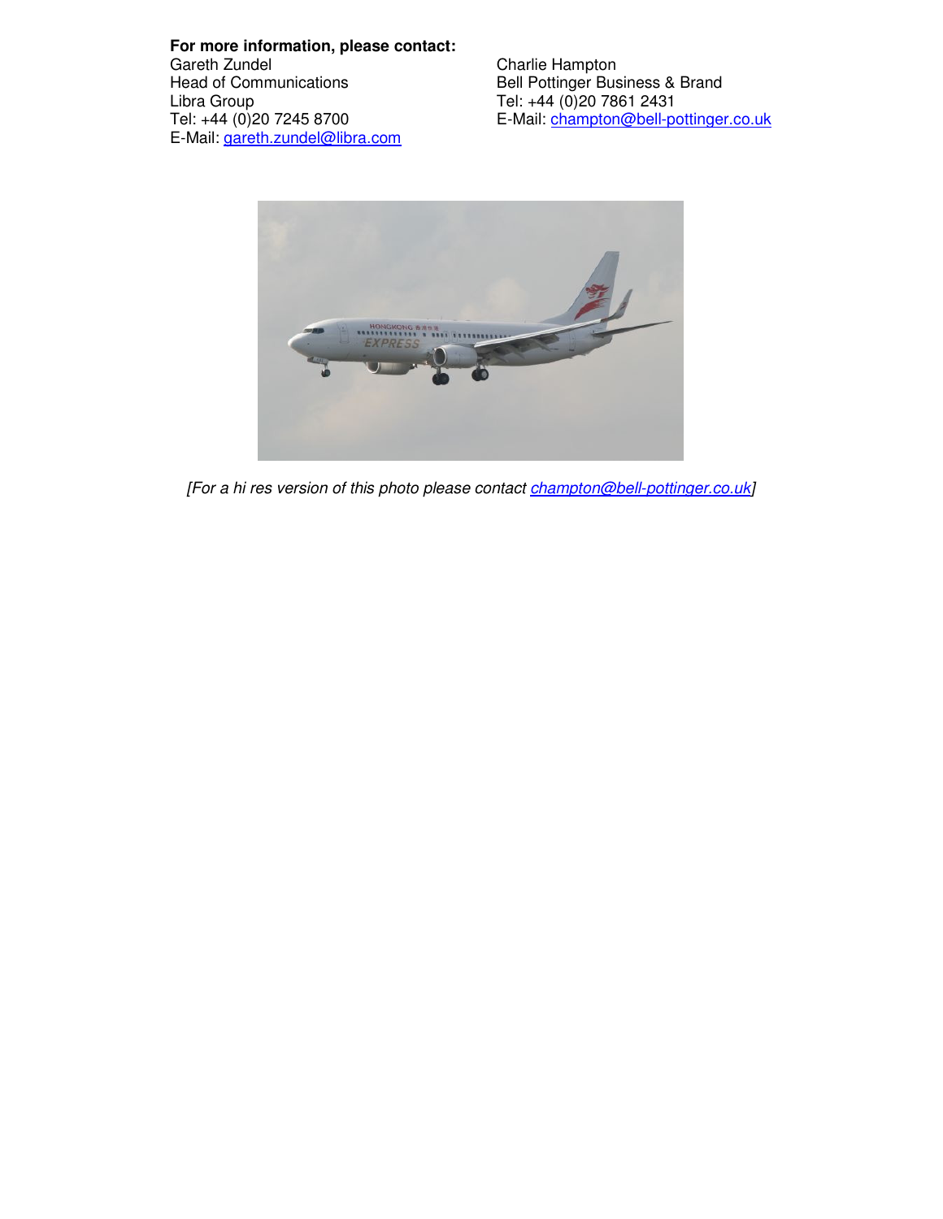**For more information, please contact:**

Gareth Zundel
Head of Communications
Libra Group
Tel: +44 (0)20 7245 8700
E-Mail: gareth.zundel@libra.com

Charlie Hampton
Bell Pottinger Business & Brand
Tel: +44 (0)20 7861 2431
E-Mail: champton@bell-pottinger.co.uk

*[For a hi res version of this photo please contact champton@bell-pottinger.co.uk]*